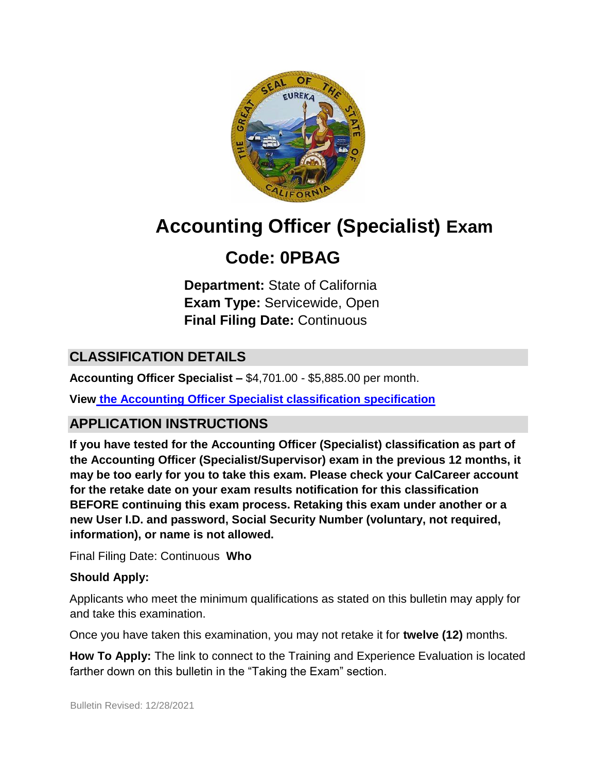# Accounting Officer (Specialist) Exam

## Code: 0PBAG

**Department:** State of California
**Exam Type:** Servicewide, Open
**Final Filing Date:** Continuous

## CLASSIFICATION DETAILS

**Accounting Officer Specialist –** $4,701.00 - $5,885.00 per month.

**View the Accounting Officer Specialist classification specification**

## APPLICATION INSTRUCTIONS

**If you have tested for the Accounting Officer (Specialist) classification as part of the Accounting Officer (Specialist/Supervisor) exam in the previous 12 months, it may be too early for you to take this exam. Please check your CalCareer account for the retake date on your exam results notification for this classification BEFORE continuing this exam process. Retaking this exam under another or a new User I.D. and password, Social Security Number (voluntary, not required, information), or name is not allowed.**

Final Filing Date: Continuous

**Who Should Apply:**

Applicants who meet the minimum qualifications as stated on this bulletin may apply for and take this examination.

Once you have taken this examination, you may not retake it for **twelve (12)** months.

**How To Apply:** The link to connect to the Training and Experience Evaluation is located farther down on this bulletin in the "Taking the Exam" section.

Bulletin Revised: 12/28/2021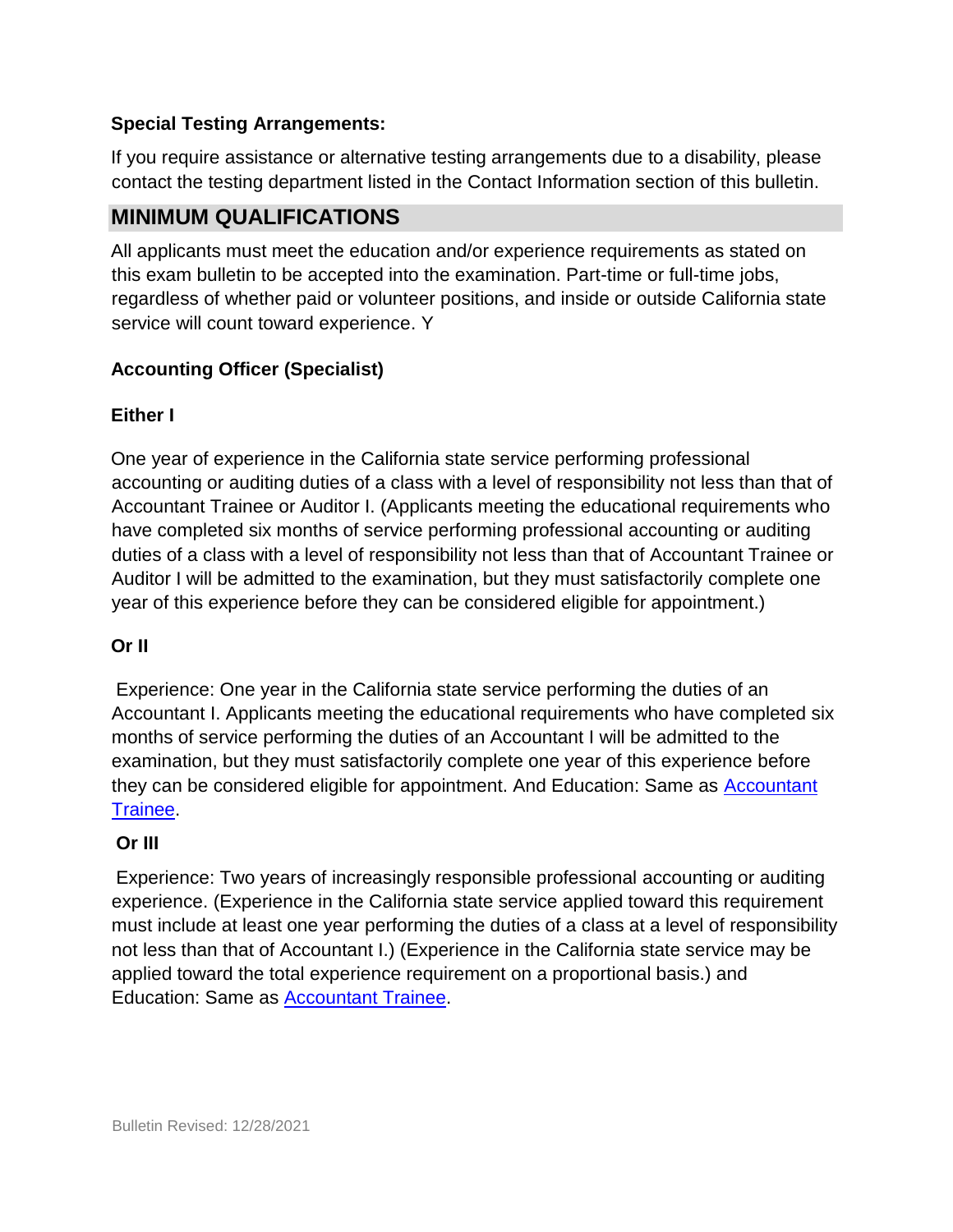**Special Testing Arrangements:**

If you require assistance or alternative testing arrangements due to a disability, please contact the testing department listed in the Contact Information section of this bulletin.

## MINIMUM QUALIFICATIONS

All applicants must meet the education and/or experience requirements as stated on this exam bulletin to be accepted into the examination. Part-time or full-time jobs, regardless of whether paid or volunteer positions, and inside or outside California state service will count toward experience. Y

**Accounting Officer (Specialist)**

**Either I**

One year of experience in the California state service performing professional accounting or auditing duties of a class with a level of responsibility not less than that of Accountant Trainee or Auditor I. (Applicants meeting the educational requirements who have completed six months of service performing professional accounting or auditing duties of a class with a level of responsibility not less than that of Accountant Trainee or Auditor I will be admitted to the examination, but they must satisfactorily complete one year of this experience before they can be considered eligible for appointment.)

**Or II**

Experience: One year in the California state service performing the duties of an Accountant I. Applicants meeting the educational requirements who have completed six months of service performing the duties of an Accountant I will be admitted to the examination, but they must satisfactorily complete one year of this experience before they can be considered eligible for appointment. And Education: Same as Accountant Trainee.

**Or III**

Experience: Two years of increasingly responsible professional accounting or auditing experience. (Experience in the California state service applied toward this requirement must include at least one year performing the duties of a class at a level of responsibility not less than that of Accountant I.) (Experience in the California state service may be applied toward the total experience requirement on a proportional basis.) and Education: Same as Accountant Trainee.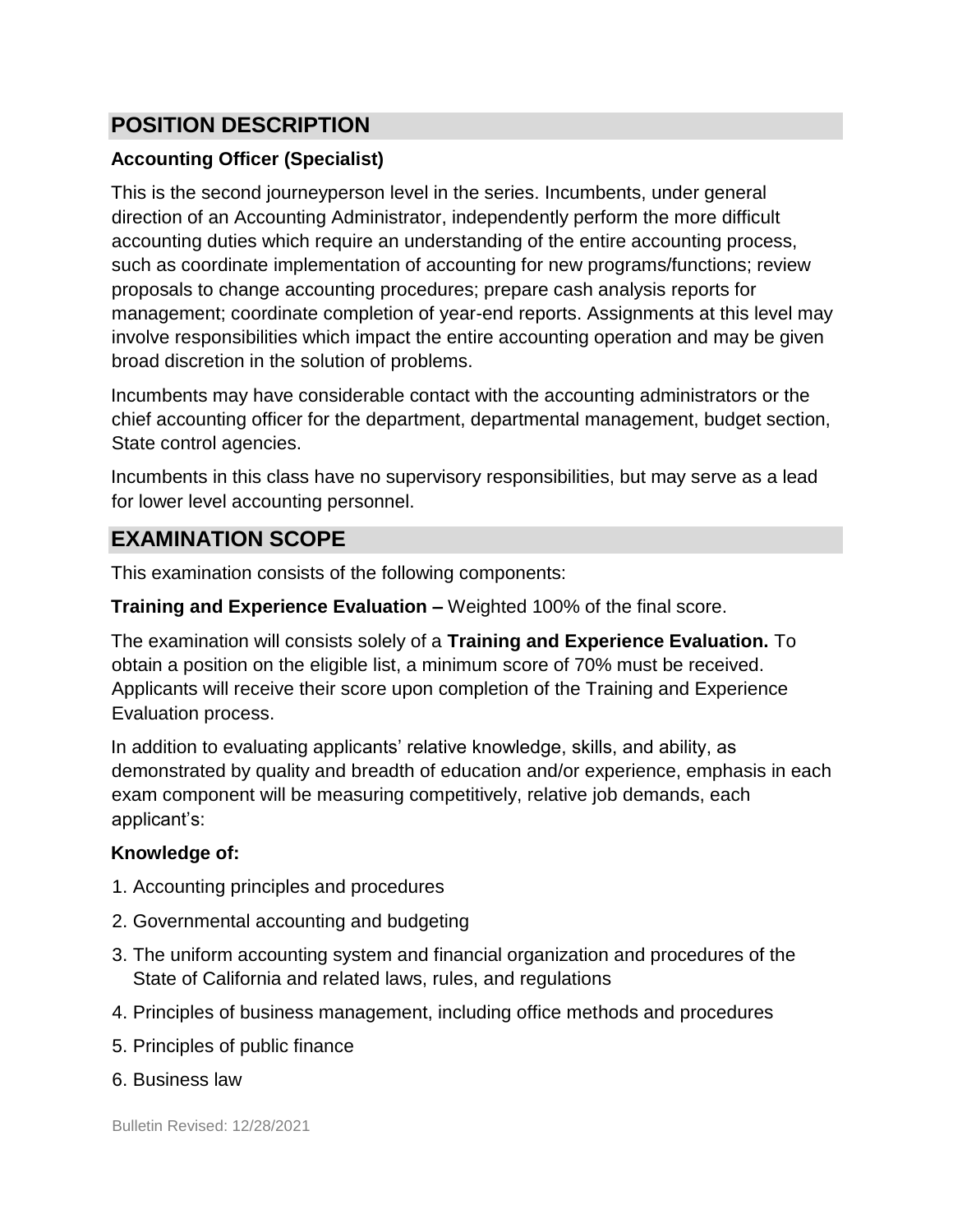## POSITION DESCRIPTION

**Accounting Officer (Specialist)**

This is the second journeyperson level in the series. Incumbents, under general direction of an Accounting Administrator, independently perform the more difficult accounting duties which require an understanding of the entire accounting process, such as coordinate implementation of accounting for new programs/functions; review proposals to change accounting procedures; prepare cash analysis reports for management; coordinate completion of year-end reports. Assignments at this level may involve responsibilities which impact the entire accounting operation and may be given broad discretion in the solution of problems.

Incumbents may have considerable contact with the accounting administrators or the chief accounting officer for the department, departmental management, budget section, State control agencies.

Incumbents in this class have no supervisory responsibilities, but may serve as a lead for lower level accounting personnel.

## EXAMINATION SCOPE

This examination consists of the following components:

**Training and Experience Evaluation –** Weighted 100% of the final score.

The examination will consists solely of a **Training and Experience Evaluation.** To obtain a position on the eligible list, a minimum score of 70% must be received. Applicants will receive their score upon completion of the Training and Experience Evaluation process.

In addition to evaluating applicants' relative knowledge, skills, and ability, as demonstrated by quality and breadth of education and/or experience, emphasis in each exam component will be measuring competitively, relative job demands, each applicant's:

**Knowledge of:**

1. Accounting principles and procedures
2. Governmental accounting and budgeting
3. The uniform accounting system and financial organization and procedures of the State of California and related laws, rules, and regulations
4. Principles of business management, including office methods and procedures
5. Principles of public finance
6. Business law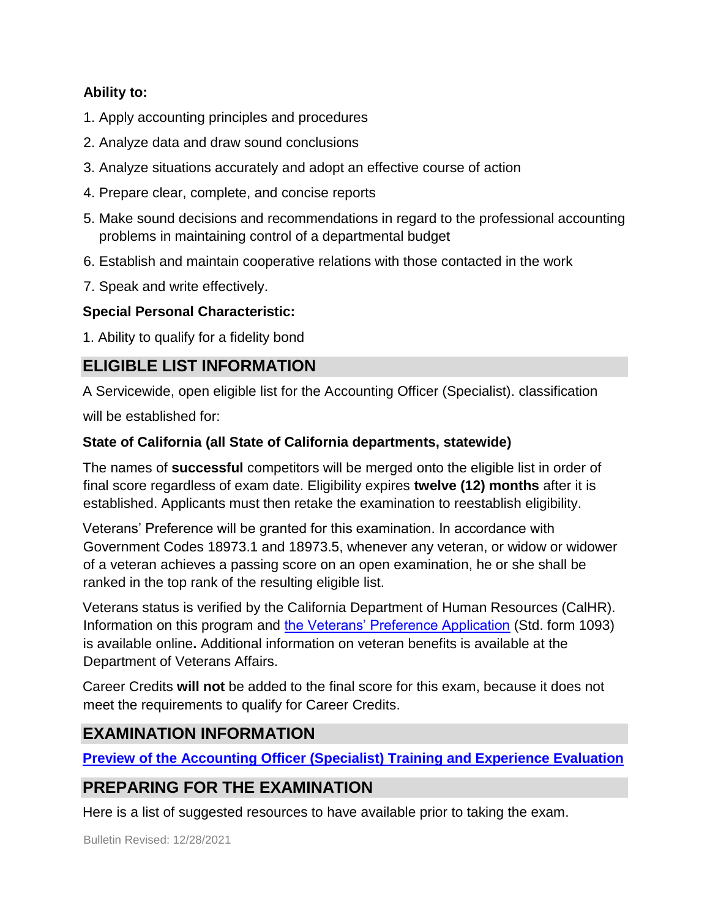**Ability to:**

1. Apply accounting principles and procedures
2. Analyze data and draw sound conclusions
3. Analyze situations accurately and adopt an effective course of action
4. Prepare clear, complete, and concise reports
5. Make sound decisions and recommendations in regard to the professional accounting problems in maintaining control of a departmental budget
6. Establish and maintain cooperative relations with those contacted in the work
7. Speak and write effectively.

**Special Personal Characteristic:**

1. Ability to qualify for a fidelity bond

## ELIGIBLE LIST INFORMATION

A Servicewide, open eligible list for the Accounting Officer (Specialist). classification will be established for:

**State of California (all State of California departments, statewide)**

The names of **successful** competitors will be merged onto the eligible list in order of final score regardless of exam date. Eligibility expires **twelve (12) months** after it is established. Applicants must then retake the examination to reestablish eligibility.

Veterans' Preference will be granted for this examination. In accordance with Government Codes 18973.1 and 18973.5, whenever any veteran, or widow or widower of a veteran achieves a passing score on an open examination, he or she shall be ranked in the top rank of the resulting eligible list.

Veterans status is verified by the California Department of Human Resources (CalHR). Information on this program and the Veterans' Preference Application (Std. form 1093) is available online**.** Additional information on veteran benefits is available at the Department of Veterans Affairs.

Career Credits **will not** be added to the final score for this exam, because it does not meet the requirements to qualify for Career Credits.

## EXAMINATION INFORMATION

**Preview of the Accounting Officer (Specialist) Training and Experience Evaluation**

## PREPARING FOR THE EXAMINATION

Here is a list of suggested resources to have available prior to taking the exam.

Bulletin Revised: 12/28/2021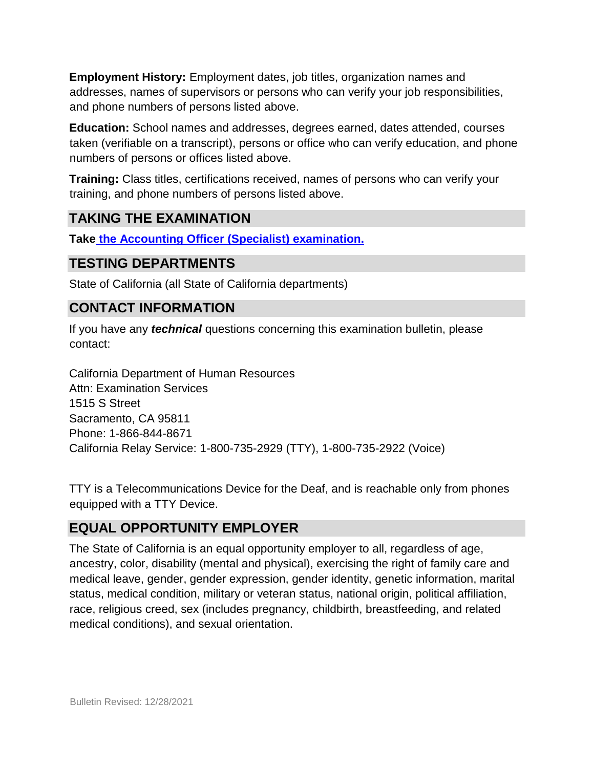**Employment History:** Employment dates, job titles, organization names and addresses, names of supervisors or persons who can verify your job responsibilities, and phone numbers of persons listed above.

**Education:** School names and addresses, degrees earned, dates attended, courses taken (verifiable on a transcript), persons or office who can verify education, and phone numbers of persons or offices listed above.

**Training:** Class titles, certifications received, names of persons who can verify your training, and phone numbers of persons listed above.

## TAKING THE EXAMINATION

**Take** [**the Accounting Officer (Specialist) examination.**]()

## TESTING DEPARTMENTS

State of California (all State of California departments)

## CONTACT INFORMATION

If you have any ***technical*** questions concerning this examination bulletin, please contact:

California Department of Human Resources
Attn: Examination Services
1515 S Street
Sacramento, CA 95811
Phone: 1-866-844-8671
California Relay Service: 1-800-735-2929 (TTY), 1-800-735-2922 (Voice)

TTY is a Telecommunications Device for the Deaf, and is reachable only from phones equipped with a TTY Device.

## EQUAL OPPORTUNITY EMPLOYER

The State of California is an equal opportunity employer to all, regardless of age, ancestry, color, disability (mental and physical), exercising the right of family care and medical leave, gender, gender expression, gender identity, genetic information, marital status, medical condition, military or veteran status, national origin, political affiliation, race, religious creed, sex (includes pregnancy, childbirth, breastfeeding, and related medical conditions), and sexual orientation.

Bulletin Revised: 12/28/2021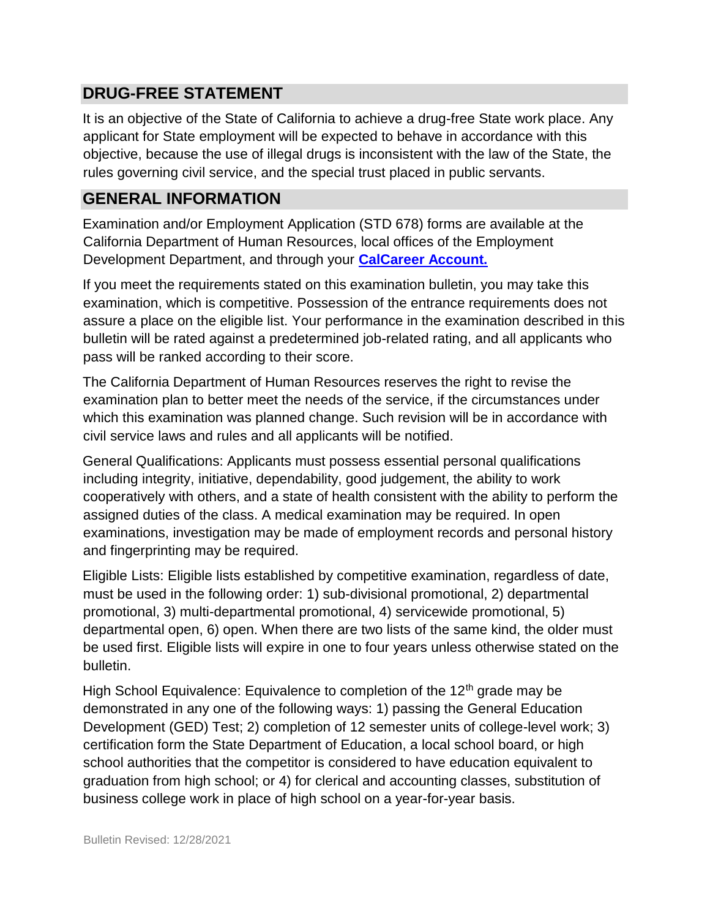## DRUG-FREE STATEMENT

It is an objective of the State of California to achieve a drug-free State work place. Any applicant for State employment will be expected to behave in accordance with this objective, because the use of illegal drugs is inconsistent with the law of the State, the rules governing civil service, and the special trust placed in public servants.

## GENERAL INFORMATION

Examination and/or Employment Application (STD 678) forms are available at the California Department of Human Resources, local offices of the Employment Development Department, and through your **CalCareer Account.**

If you meet the requirements stated on this examination bulletin, you may take this examination, which is competitive. Possession of the entrance requirements does not assure a place on the eligible list. Your performance in the examination described in this bulletin will be rated against a predetermined job-related rating, and all applicants who pass will be ranked according to their score.

The California Department of Human Resources reserves the right to revise the examination plan to better meet the needs of the service, if the circumstances under which this examination was planned change. Such revision will be in accordance with civil service laws and rules and all applicants will be notified.

General Qualifications: Applicants must possess essential personal qualifications including integrity, initiative, dependability, good judgement, the ability to work cooperatively with others, and a state of health consistent with the ability to perform the assigned duties of the class. A medical examination may be required. In open examinations, investigation may be made of employment records and personal history and fingerprinting may be required.

Eligible Lists: Eligible lists established by competitive examination, regardless of date, must be used in the following order: 1) sub-divisional promotional, 2) departmental promotional, 3) multi-departmental promotional, 4) servicewide promotional, 5) departmental open, 6) open. When there are two lists of the same kind, the older must be used first. Eligible lists will expire in one to four years unless otherwise stated on the bulletin.

High School Equivalence: Equivalence to completion of the 12th grade may be demonstrated in any one of the following ways: 1) passing the General Education Development (GED) Test; 2) completion of 12 semester units of college-level work; 3) certification form the State Department of Education, a local school board, or high school authorities that the competitor is considered to have education equivalent to graduation from high school; or 4) for clerical and accounting classes, substitution of business college work in place of high school on a year-for-year basis.

Bulletin Revised: 12/28/2021